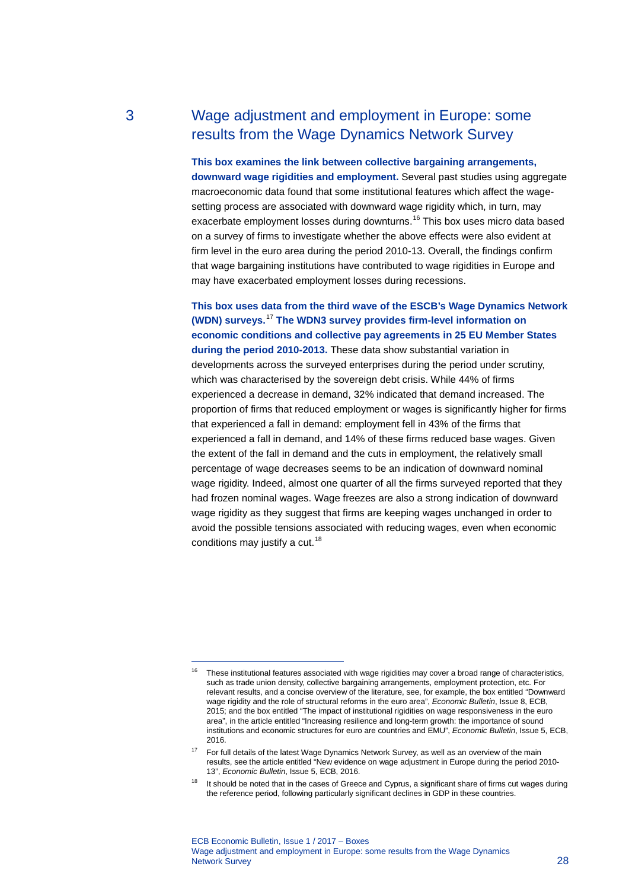# 3 Wage adjustment and employment in Europe: some results from the Wage Dynamics Network Survey

**This box examines the link between collective bargaining arrangements, downward wage rigidities and employment.** Several past studies using aggregate macroeconomic data found that some institutional features which affect the wage-setting process are associated with downward wage rigidity which, in turn, may exacerbate employment losses during downturns.[16] This box uses micro data based on a survey of firms to investigate whether the above effects were also evident at firm level in the euro area during the period 2010-13. Overall, the findings confirm that wage bargaining institutions have contributed to wage rigidities in Europe and may have exacerbated employment losses during recessions.

**This box uses data from the third wave of the ESCB's Wage Dynamics Network (WDN) surveys.[17] The WDN3 survey provides firm-level information on economic conditions and collective pay agreements in 25 EU Member States during the period 2010-2013.** These data show substantial variation in developments across the surveyed enterprises during the period under scrutiny, which was characterised by the sovereign debt crisis. While 44% of firms experienced a decrease in demand, 32% indicated that demand increased. The proportion of firms that reduced employment or wages is significantly higher for firms that experienced a fall in demand: employment fell in 43% of the firms that experienced a fall in demand, and 14% of these firms reduced base wages. Given the extent of the fall in demand and the cuts in employment, the relatively small percentage of wage decreases seems to be an indication of downward nominal wage rigidity. Indeed, almost one quarter of all the firms surveyed reported that they had frozen nominal wages. Wage freezes are also a strong indication of downward wage rigidity as they suggest that firms are keeping wages unchanged in order to avoid the possible tensions associated with reducing wages, even when economic conditions may justify a cut.[18]

---

[16] These institutional features associated with wage rigidities may cover a broad range of characteristics, such as trade union density, collective bargaining arrangements, employment protection, etc. For relevant results, and a concise overview of the literature, see, for example, the box entitled "Downward wage rigidity and the role of structural reforms in the euro area", *Economic Bulletin*, Issue 8, ECB, 2015; and the box entitled "The impact of institutional rigidities on wage responsiveness in the euro area", in the article entitled "Increasing resilience and long-term growth: the importance of sound institutions and economic structures for euro area countries and EMU", *Economic Bulletin*, Issue 5, ECB, 2016.

[17] For full details of the latest Wage Dynamics Network Survey, as well as an overview of the main results, see the article entitled "New evidence on wage adjustment in Europe during the period 2010-13", *Economic Bulletin*, Issue 5, ECB, 2016.

[18] It should be noted that in the cases of Greece and Cyprus, a significant share of firms cut wages during the reference period, following particularly significant declines in GDP in these countries.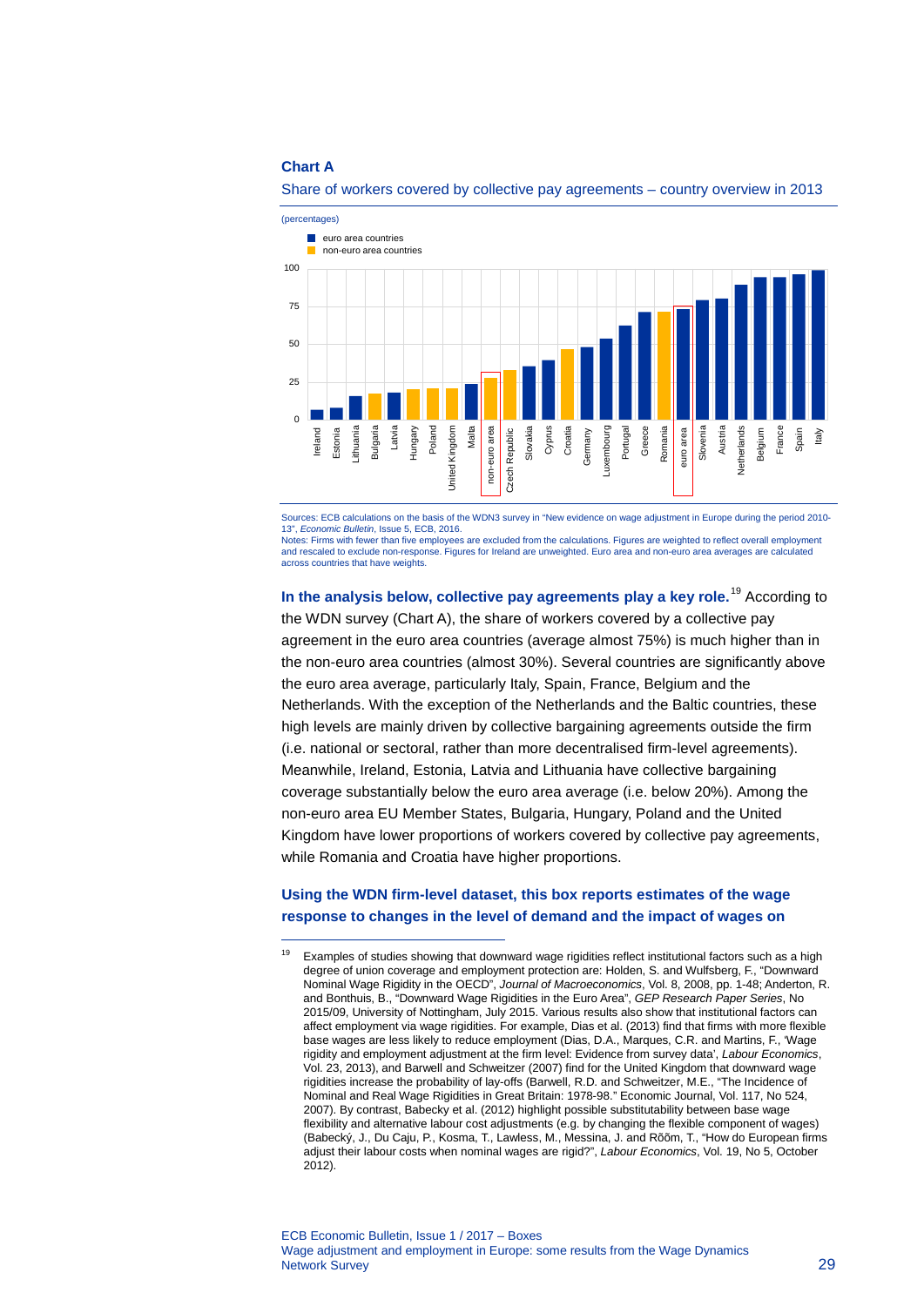**Chart A**

Share of workers covered by collective pay agreements – country overview in 2013

(percentages)

Sources: ECB calculations on the basis of the WDN3 survey in "New evidence on wage adjustment in Europe during the period 2010-13", *Economic Bulletin*, Issue 5, ECB, 2016.
Notes: Firms with fewer than five employees are excluded from the calculations. Figures are weighted to reflect overall employment and rescaled to exclude non-response. Figures for Ireland are unweighted. Euro area and non-euro area averages are calculated across countries that have weights.

**In the analysis below, collective pay agreements play a key role.**[19] According to the WDN survey (Chart A), the share of workers covered by a collective pay agreement in the euro area countries (average almost 75%) is much higher than in the non-euro area countries (almost 30%). Several countries are significantly above the euro area average, particularly Italy, Spain, France, Belgium and the Netherlands. With the exception of the Netherlands and the Baltic countries, these high levels are mainly driven by collective bargaining agreements outside the firm (i.e. national or sectoral, rather than more decentralised firm-level agreements). Meanwhile, Ireland, Estonia, Latvia and Lithuania have collective bargaining coverage substantially below the euro area average (i.e. below 20%). Among the non-euro area EU Member States, Bulgaria, Hungary, Poland and the United Kingdom have lower proportions of workers covered by collective pay agreements, while Romania and Croatia have higher proportions.

**Using the WDN firm-level dataset, this box reports estimates of the wage response to changes in the level of demand and the impact of wages on**

[19] Examples of studies showing that downward wage rigidities reflect institutional factors such as a high degree of union coverage and employment protection are: Holden, S. and Wulfsberg, F., "Downward Nominal Wage Rigidity in the OECD", *Journal of Macroeconomics*, Vol. 8, 2008, pp. 1-48; Anderton, R. and Bonthuis, B., "Downward Wage Rigidities in the Euro Area", *GEP Research Paper Series*, No 2015/09, University of Nottingham, July 2015. Various results also show that institutional factors can affect employment via wage rigidities. For example, Dias et al. (2013) find that firms with more flexible base wages are less likely to reduce employment (Dias, D.A., Marques, C.R. and Martins, F., 'Wage rigidity and employment adjustment at the firm level: Evidence from survey data', *Labour Economics*, Vol. 23, 2013), and Barwell and Schweitzer (2007) find for the United Kingdom that downward wage rigidities increase the probability of lay-offs (Barwell, R.D. and Schweitzer, M.E., "The Incidence of Nominal and Real Wage Rigidities in Great Britain: 1978-98." Economic Journal, Vol. 117, No 524, 2007). By contrast, Babecky et al. (2012) highlight possible substitutability between base wage flexibility and alternative labour cost adjustments (e.g. by changing the flexible component of wages) (Babecký, J., Du Caju, P., Kosma, T., Lawless, M., Messina, J. and Rõõm, T., "How do European firms adjust their labour costs when nominal wages are rigid?", *Labour Economics*, Vol. 19, No 5, October 2012).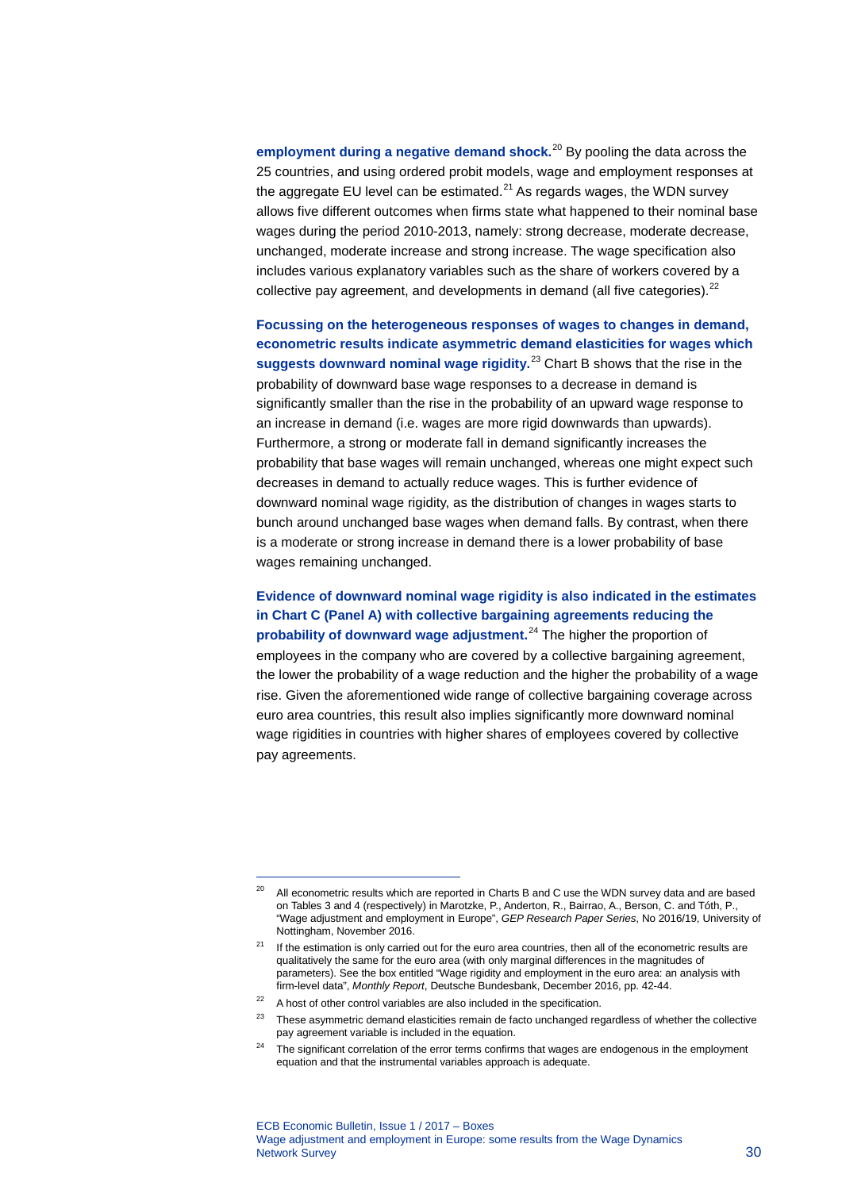**employment during a negative demand shock.**[20] By pooling the data across the 25 countries, and using ordered probit models, wage and employment responses at the aggregate EU level can be estimated.[21] As regards wages, the WDN survey allows five different outcomes when firms state what happened to their nominal base wages during the period 2010-2013, namely: strong decrease, moderate decrease, unchanged, moderate increase and strong increase. The wage specification also includes various explanatory variables such as the share of workers covered by a collective pay agreement, and developments in demand (all five categories).[22]

**Focussing on the heterogeneous responses of wages to changes in demand, econometric results indicate asymmetric demand elasticities for wages which suggests downward nominal wage rigidity.**[23] Chart B shows that the rise in the probability of downward base wage responses to a decrease in demand is significantly smaller than the rise in the probability of an upward wage response to an increase in demand (i.e. wages are more rigid downwards than upwards). Furthermore, a strong or moderate fall in demand significantly increases the probability that base wages will remain unchanged, whereas one might expect such decreases in demand to actually reduce wages. This is further evidence of downward nominal wage rigidity, as the distribution of changes in wages starts to bunch around unchanged base wages when demand falls. By contrast, when there is a moderate or strong increase in demand there is a lower probability of base wages remaining unchanged.

**Evidence of downward nominal wage rigidity is also indicated in the estimates in Chart C (Panel A) with collective bargaining agreements reducing the probability of downward wage adjustment.**[24] The higher the proportion of employees in the company who are covered by a collective bargaining agreement, the lower the probability of a wage reduction and the higher the probability of a wage rise. Given the aforementioned wide range of collective bargaining coverage across euro area countries, this result also implies significantly more downward nominal wage rigidities in countries with higher shares of employees covered by collective pay agreements.

---

[20] All econometric results which are reported in Charts B and C use the WDN survey data and are based on Tables 3 and 4 (respectively) in Marotzke, P., Anderton, R., Bairrao, A., Berson, C. and Tóth, P., "Wage adjustment and employment in Europe", *GEP Research Paper Series*, No 2016/19, University of Nottingham, November 2016.

[21] If the estimation is only carried out for the euro area countries, then all of the econometric results are qualitatively the same for the euro area (with only marginal differences in the magnitudes of parameters). See the box entitled "Wage rigidity and employment in the euro area: an analysis with firm-level data", *Monthly Report*, Deutsche Bundesbank, December 2016, pp. 42-44.

[22] A host of other control variables are also included in the specification.

[23] These asymmetric demand elasticities remain de facto unchanged regardless of whether the collective pay agreement variable is included in the equation.

[24] The significant correlation of the error terms confirms that wages are endogenous in the employment equation and that the instrumental variables approach is adequate.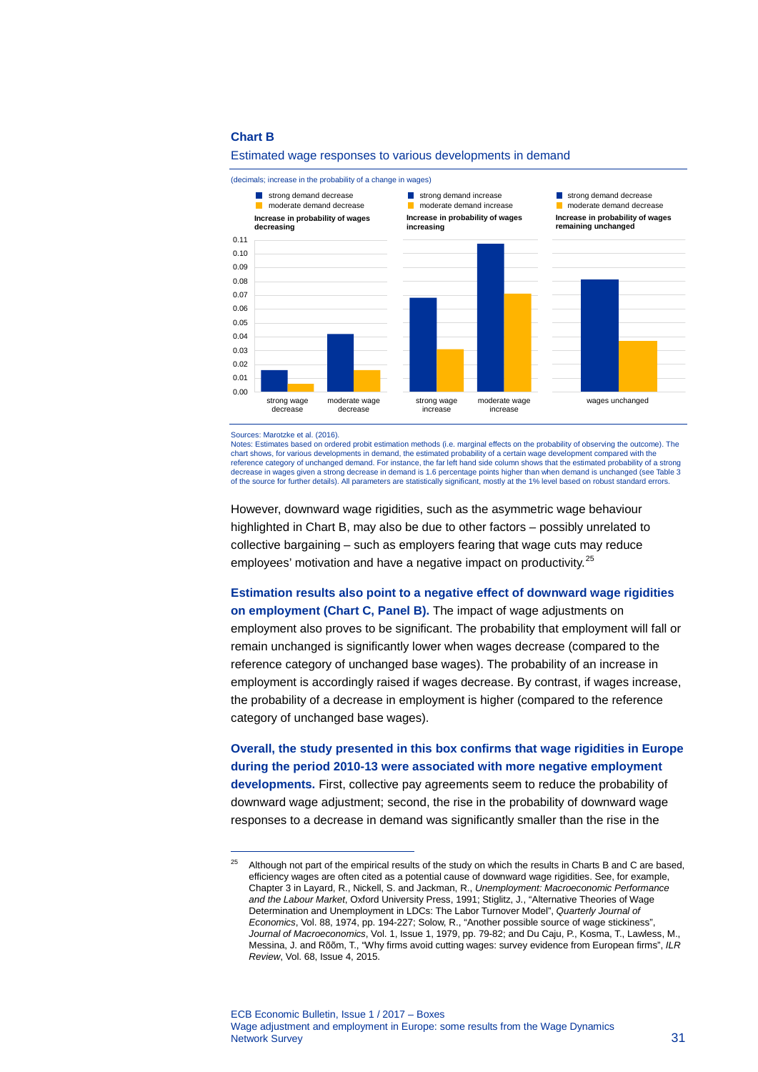**Chart B**

Estimated wage responses to various developments in demand

(decimals; increase in the probability of a change in wages)

| | strong demand decrease | moderate demand decrease |
|---|---|---|
| **Increase in probability of wages decreasing** | | |
| strong wage decrease | 0.016 | 0.006 |
| moderate wage decrease | 0.042 | 0.016 |

| | strong demand increase | moderate demand increase |
|---|---|---|
| **Increase in probability of wages increasing** | | |
| strong wage increase | 0.068 | 0.031 |
| moderate wage increase | 0.107 | 0.071 |

| | strong demand decrease | moderate demand decrease |
|---|---|---|
| **Increase in probability of wages remaining unchanged** | | |
| wages unchanged | 0.082 | 0.037 |

Sources: Marotzke et al. (2016).
Notes: Estimates based on ordered probit estimation methods (i.e. marginal effects on the probability of observing the outcome). The chart shows, for various developments in demand, the estimated probability of a certain wage development compared with the reference category of unchanged demand. For instance, the far left hand side column shows that the estimated probability of a strong decrease in wages given a strong decrease in demand is 1.6 percentage points higher than when demand is unchanged (see Table 3 of the source for further details). All parameters are statistically significant, mostly at the 1% level based on robust standard errors.

However, downward wage rigidities, such as the asymmetric wage behaviour highlighted in Chart B, may also be due to other factors – possibly unrelated to collective bargaining – such as employers fearing that wage cuts may reduce employees' motivation and have a negative impact on productivity.[25]

**Estimation results also point to a negative effect of downward wage rigidities on employment (Chart C, Panel B).** The impact of wage adjustments on employment also proves to be significant. The probability that employment will fall or remain unchanged is significantly lower when wages decrease (compared to the reference category of unchanged base wages). The probability of an increase in employment is accordingly raised if wages decrease. By contrast, if wages increase, the probability of a decrease in employment is higher (compared to the reference category of unchanged base wages).

**Overall, the study presented in this box confirms that wage rigidities in Europe during the period 2010-13 were associated with more negative employment developments.** First, collective pay agreements seem to reduce the probability of downward wage adjustment; second, the rise in the probability of downward wage responses to a decrease in demand was significantly smaller than the rise in the

[25] Although not part of the empirical results of the study on which the results in Charts B and C are based, efficiency wages are often cited as a potential cause of downward wage rigidities. See, for example, Chapter 3 in Layard, R., Nickell, S. and Jackman, R., *Unemployment: Macroeconomic Performance and the Labour Market*, Oxford University Press, 1991; Stiglitz, J., "Alternative Theories of Wage Determination and Unemployment in LDCs: The Labor Turnover Model", *Quarterly Journal of Economics*, Vol. 88, 1974, pp. 194-227; Solow, R., "Another possible source of wage stickiness", *Journal of Macroeconomics*, Vol. 1, Issue 1, 1979, pp. 79-82; and Du Caju, P., Kosma, T., Lawless, M., Messina, J. and Rõõm, T., "Why firms avoid cutting wages: survey evidence from European firms", *ILR Review*, Vol. 68, Issue 4, 2015.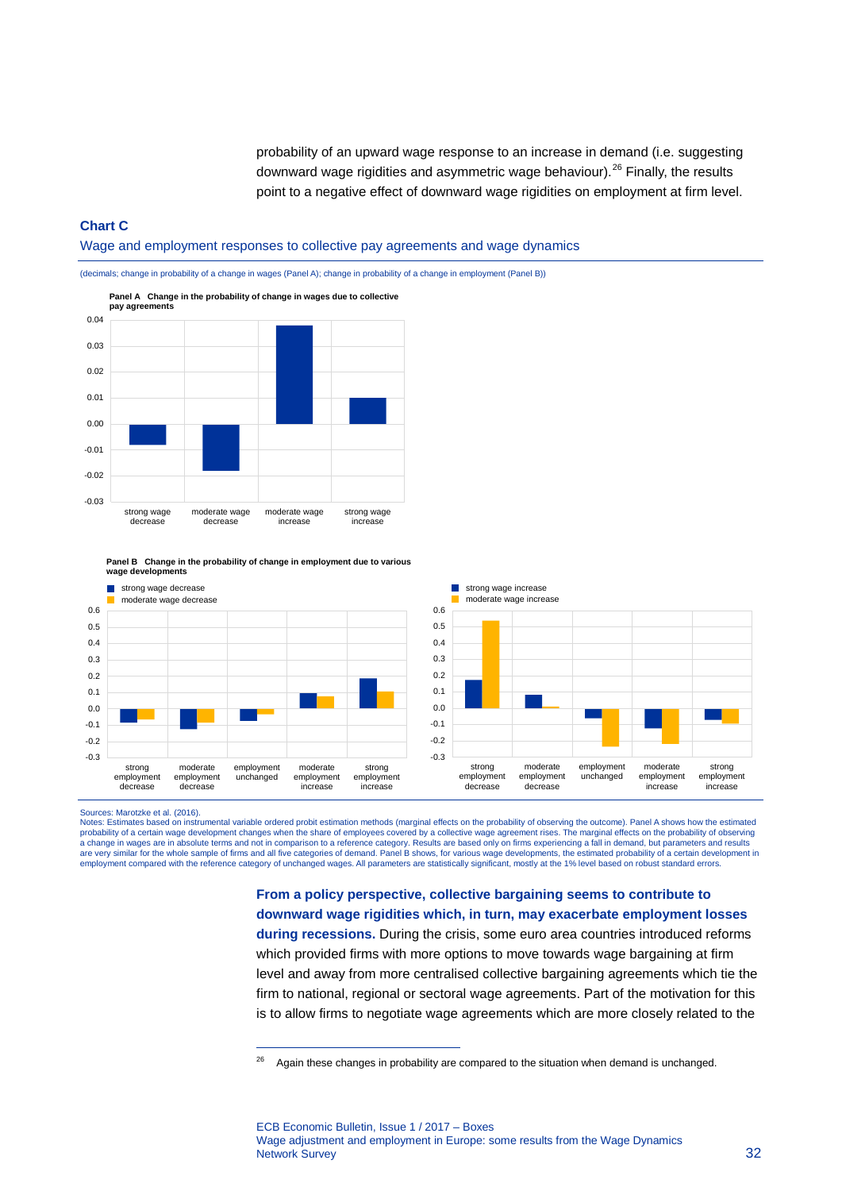probability of an upward wage response to an increase in demand (i.e. suggesting downward wage rigidities and asymmetric wage behaviour).[26] Finally, the results point to a negative effect of downward wage rigidities on employment at firm level.

**Chart C**

Wage and employment responses to collective pay agreements and wage dynamics

(decimals; change in probability of a change in wages (Panel A); change in probability of a change in employment (Panel B))

**Panel A Change in the probability of change in wages due to collective pay agreements**

**Panel B Change in the probability of change in employment due to various wage developments**

Sources: Marotzke et al. (2016).
Notes: Estimates based on instrumental variable ordered probit estimation methods (marginal effects on the probability of observing the outcome). Panel A shows how the estimated probability of a certain wage development changes when the share of employees covered by a collective wage agreement rises. The marginal effects on the probability of observing a change in wages are in absolute terms and not in comparison to a reference category. Results are based only on firms experiencing a fall in demand, but parameters and results are very similar for the whole sample of firms and all five categories of demand. Panel B shows, for various wage developments, the estimated probability of a certain development in employment compared with the reference category of unchanged wages. All parameters are statistically significant, mostly at the 1% level based on robust standard errors.

**From a policy perspective, collective bargaining seems to contribute to downward wage rigidities which, in turn, may exacerbate employment losses during recessions.** During the crisis, some euro area countries introduced reforms which provided firms with more options to move towards wage bargaining at firm level and away from more centralised collective bargaining agreements which tie the firm to national, regional or sectoral wage agreements. Part of the motivation for this is to allow firms to negotiate wage agreements which are more closely related to the

[26] Again these changes in probability are compared to the situation when demand is unchanged.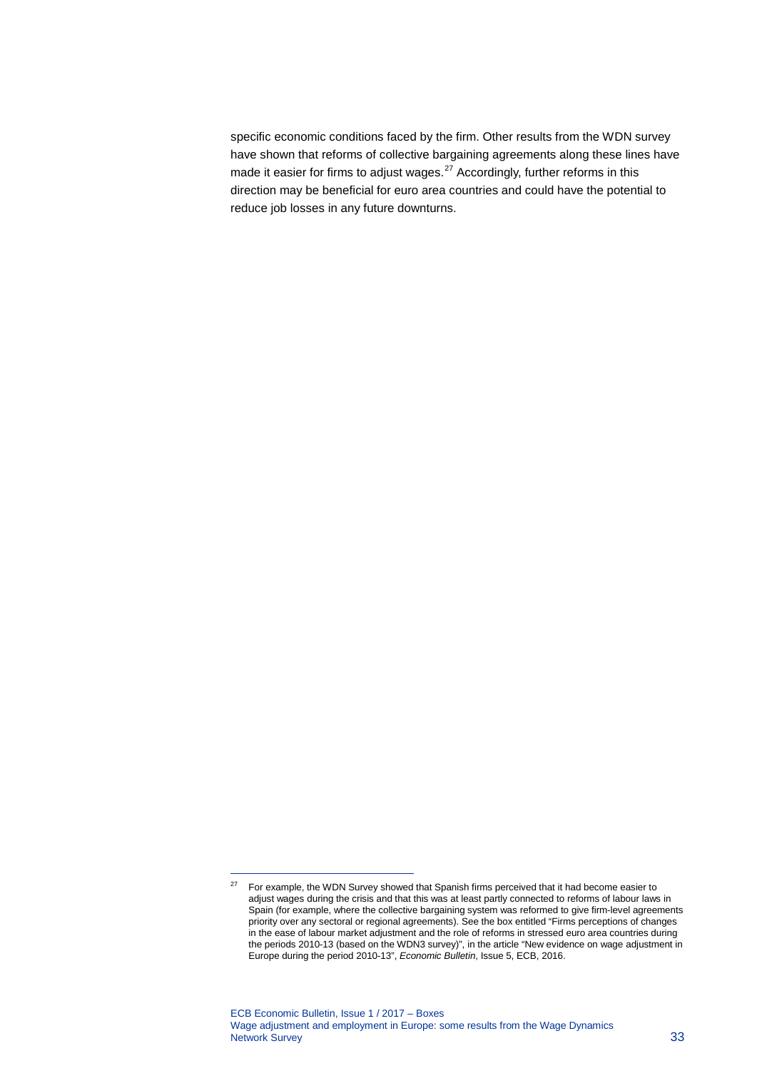specific economic conditions faced by the firm. Other results from the WDN survey have shown that reforms of collective bargaining agreements along these lines have made it easier for firms to adjust wages.[27] Accordingly, further reforms in this direction may be beneficial for euro area countries and could have the potential to reduce job losses in any future downturns.

[27] For example, the WDN Survey showed that Spanish firms perceived that it had become easier to adjust wages during the crisis and that this was at least partly connected to reforms of labour laws in Spain (for example, where the collective bargaining system was reformed to give firm-level agreements priority over any sectoral or regional agreements). See the box entitled "Firms perceptions of changes in the ease of labour market adjustment and the role of reforms in stressed euro area countries during the periods 2010-13 (based on the WDN3 survey)", in the article "New evidence on wage adjustment in Europe during the period 2010-13", *Economic Bulletin*, Issue 5, ECB, 2016.